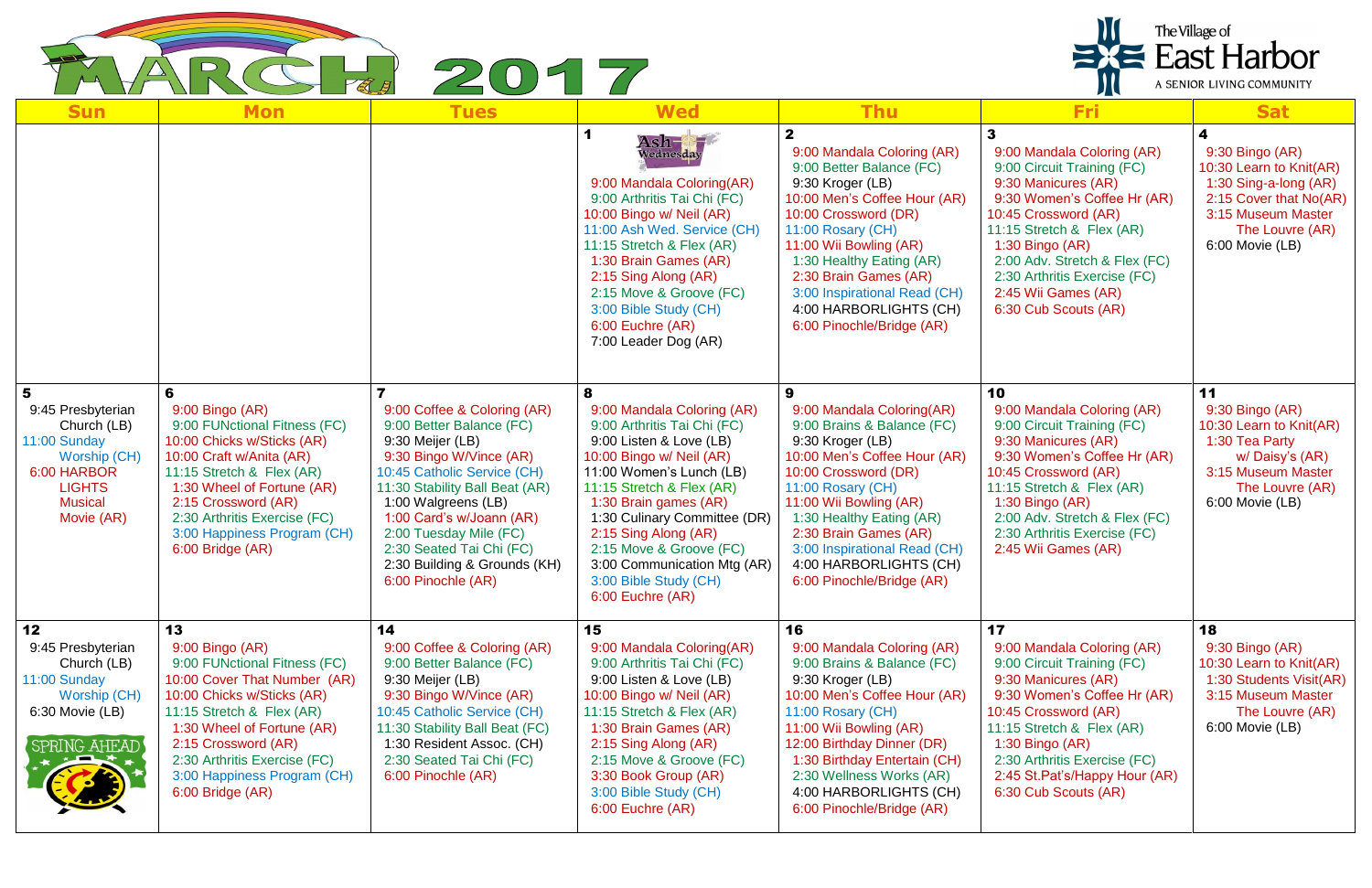# MARCH 2017

**The Village of East Harbor** — A SENIOR LIVING COMMUNITY

| Sun | Mon | Tues | Wed | Thu | Fri | Sat |
|---|---|---|---|---|---|---|
| | | | **1** Ash Wednesday<br>9:00 Mandala Coloring(AR)<br>9:00 Arthritis Tai Chi (FC)<br>10:00 Bingo w/ Neil (AR)<br>11:00 Ash Wed. Service (CH)<br>11:15 Stretch & Flex (AR)<br>1:30 Brain Games (AR)<br>2:15 Sing Along (AR)<br>2:15 Move & Groove (FC)<br>3:00 Bible Study (CH)<br>6:00 Euchre (AR)<br>7:00 Leader Dog (AR) | **2**<br>9:00 Mandala Coloring (AR)<br>9:00 Better Balance (FC)<br>9:30 Kroger (LB)<br>10:00 Men's Coffee Hour (AR)<br>10:00 Crossword (DR)<br>11:00 Rosary (CH)<br>11:00 Wii Bowling (AR)<br>1:30 Healthy Eating (AR)<br>2:30 Brain Games (AR)<br>3:00 Inspirational Read (CH)<br>4:00 HARBORLIGHTS (CH)<br>6:00 Pinochle/Bridge (AR) | **3**<br>9:00 Mandala Coloring (AR)<br>9:00 Circuit Training (FC)<br>9:30 Manicures (AR)<br>9:30 Women's Coffee Hr (AR)<br>10:45 Crossword (AR)<br>11:15 Stretch & Flex (AR)<br>1:30 Bingo (AR)<br>2:00 Adv. Stretch & Flex (FC)<br>2:30 Arthritis Exercise (FC)<br>2:45 Wii Games (AR)<br>6:30 Cub Scouts (AR) | **4**<br>9:30 Bingo (AR)<br>10:30 Learn to Knit(AR)<br>1:30 Sing-a-long (AR)<br>2:15 Cover that No(AR)<br>3:15 Museum Master The Louvre (AR)<br>6:00 Movie (LB) |
| **5**<br>9:45 Presbyterian Church (LB)<br>11:00 Sunday Worship (CH)<br>6:00 HARBOR LIGHTS Musical Movie (AR) | **6**<br>9:00 Bingo (AR)<br>9:00 FUNctional Fitness (FC)<br>10:00 Chicks w/Sticks (AR)<br>10:00 Craft w/Anita (AR)<br>11:15 Stretch & Flex (AR)<br>1:30 Wheel of Fortune (AR)<br>2:15 Crossword (AR)<br>2:30 Arthritis Exercise (FC)<br>3:00 Happiness Program (CH)<br>6:00 Bridge (AR) | **7**<br>9:00 Coffee & Coloring (AR)<br>9:00 Better Balance (FC)<br>9:30 Meijer (LB)<br>9:30 Bingo W/Vince (AR)<br>10:45 Catholic Service (CH)<br>11:30 Stability Ball Beat (AR)<br>1:00 Walgreens (LB)<br>1:00 Card's w/Joann (AR)<br>2:00 Tuesday Mile (FC)<br>2:30 Seated Tai Chi (FC)<br>2:30 Building & Grounds (KH)<br>6:00 Pinochle (AR) | **8**<br>9:00 Mandala Coloring (AR)<br>9:00 Arthritis Tai Chi (FC)<br>9:00 Listen & Love (LB)<br>10:00 Bingo w/ Neil (AR)<br>11:00 Women's Lunch (LB)<br>11:15 Stretch & Flex (AR)<br>1:30 Brain games (AR)<br>1:30 Culinary Committee (DR)<br>2:15 Sing Along (AR)<br>2:15 Move & Groove (FC)<br>3:00 Communication Mtg (AR)<br>3:00 Bible Study (CH)<br>6:00 Euchre (AR) | **9**<br>9:00 Mandala Coloring(AR)<br>9:00 Brains & Balance (FC)<br>9:30 Kroger (LB)<br>10:00 Men's Coffee Hour (AR)<br>10:00 Crossword (DR)<br>11:00 Rosary (CH)<br>11:00 Wii Bowling (AR)<br>1:30 Healthy Eating (AR)<br>2:30 Brain Games (AR)<br>3:00 Inspirational Read (CH)<br>4:00 HARBORLIGHTS (CH)<br>6:00 Pinochle/Bridge (AR) | **10**<br>9:00 Mandala Coloring (AR)<br>9:00 Circuit Training (FC)<br>9:30 Manicures (AR)<br>9:30 Women's Coffee Hr (AR)<br>10:45 Crossword (AR)<br>11:15 Stretch & Flex (AR)<br>1:30 Bingo (AR)<br>2:00 Adv. Stretch & Flex (FC)<br>2:30 Arthritis Exercise (FC)<br>2:45 Wii Games (AR) | **11**<br>9:30 Bingo (AR)<br>10:30 Learn to Knit(AR)<br>1:30 Tea Party w/ Daisy's (AR)<br>3:15 Museum Master The Louvre (AR)<br>6:00 Movie (LB) |
| **12**<br>9:45 Presbyterian Church (LB)<br>11:00 Sunday Worship (CH)<br>6:30 Movie (LB)<br>SPRING AHEAD | **13**<br>9:00 Bingo (AR)<br>9:00 FUNctional Fitness (FC)<br>10:00 Cover That Number (AR)<br>10:00 Chicks w/Sticks (AR)<br>11:15 Stretch & Flex (AR)<br>1:30 Wheel of Fortune (AR)<br>2:15 Crossword (AR)<br>2:30 Arthritis Exercise (FC)<br>3:00 Happiness Program (CH)<br>6:00 Bridge (AR) | **14**<br>9:00 Coffee & Coloring (AR)<br>9:00 Better Balance (FC)<br>9:30 Meijer (LB)<br>9:30 Bingo W/Vince (AR)<br>10:45 Catholic Service (CH)<br>11:30 Stability Ball Beat (FC)<br>1:30 Resident Assoc. (CH)<br>2:30 Seated Tai Chi (FC)<br>6:00 Pinochle (AR) | **15**<br>9:00 Mandala Coloring(AR)<br>9:00 Arthritis Tai Chi (FC)<br>9:00 Listen & Love (LB)<br>10:00 Bingo w/ Neil (AR)<br>11:15 Stretch & Flex (AR)<br>1:30 Brain Games (AR)<br>2:15 Sing Along (AR)<br>2:15 Move & Groove (FC)<br>3:30 Book Group (AR)<br>3:00 Bible Study (CH)<br>6:00 Euchre (AR) | **16**<br>9:00 Mandala Coloring (AR)<br>9:00 Brains & Balance (FC)<br>9:30 Kroger (LB)<br>10:00 Men's Coffee Hour (AR)<br>11:00 Rosary (CH)<br>11:00 Wii Bowling (AR)<br>12:00 Birthday Dinner (DR)<br>1:30 Birthday Entertain (CH)<br>2:30 Wellness Works (AR)<br>4:00 HARBORLIGHTS (CH)<br>6:00 Pinochle/Bridge (AR) | **17**<br>9:00 Mandala Coloring (AR)<br>9:00 Circuit Training (FC)<br>9:30 Manicures (AR)<br>9:30 Women's Coffee Hr (AR)<br>10:45 Crossword (AR)<br>11:15 Stretch & Flex (AR)<br>1:30 Bingo (AR)<br>2:30 Arthritis Exercise (FC)<br>2:45 St.Pat's/Happy Hour (AR)<br>6:30 Cub Scouts (AR) | **18**<br>9:30 Bingo (AR)<br>10:30 Learn to Knit(AR)<br>1:30 Students Visit(AR)<br>3:15 Museum Master The Louvre (AR)<br>6:00 Movie (LB) |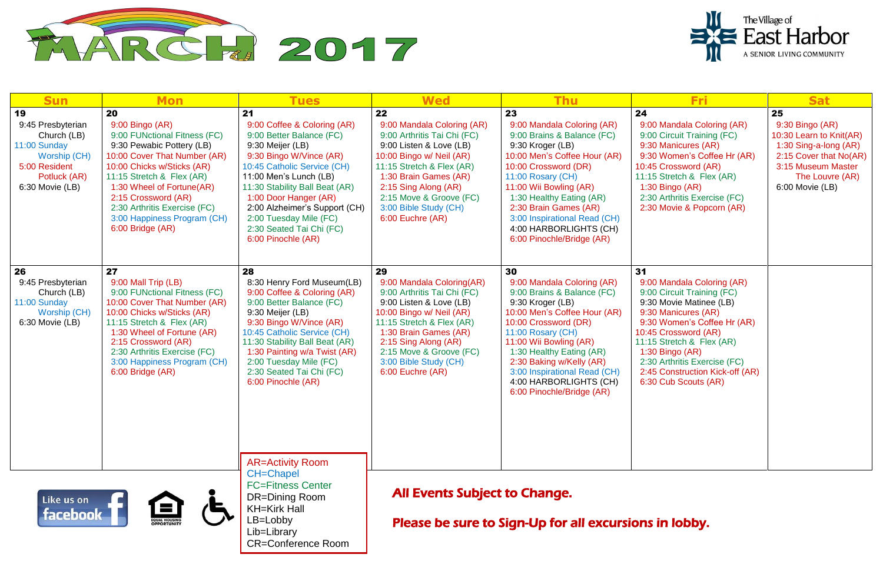# MARCH 2017

The Village of East Harbor
A SENIOR LIVING COMMUNITY

| Sun | Mon | Tues | Wed | Thu | Fri | Sat |
|---|---|---|---|---|---|---|
| **19**<br>9:45 Presbyterian Church (LB)<br>11:00 Sunday Worship (CH)<br>5:00 Resident Potluck (AR)<br>6:30 Movie (LB) | **20**<br>9:00 Bingo (AR)<br>9:00 FUNctional Fitness (FC)<br>9:30 Pewabic Pottery (LB)<br>10:00 Cover That Number (AR)<br>10:00 Chicks w/Sticks (AR)<br>11:15 Stretch & Flex (AR)<br>1:30 Wheel of Fortune(AR)<br>2:15 Crossword (AR)<br>2:30 Arthritis Exercise (FC)<br>3:00 Happiness Program (CH)<br>6:00 Bridge (AR) | **21**<br>9:00 Coffee & Coloring (AR)<br>9:00 Better Balance (FC)<br>9:30 Meijer (LB)<br>9:30 Bingo W/Vince (AR)<br>10:45 Catholic Service (CH)<br>11:00 Men's Lunch (LB)<br>11:30 Stability Ball Beat (AR)<br>1:00 Door Hanger (AR)<br>2:00 Alzheimer's Support (CH)<br>2:00 Tuesday Mile (FC)<br>2:30 Seated Tai Chi (FC)<br>6:00 Pinochle (AR) | **22**<br>9:00 Mandala Coloring (AR)<br>9:00 Arthritis Tai Chi (FC)<br>9:00 Listen & Love (LB)<br>10:00 Bingo w/ Neil (AR)<br>11:15 Stretch & Flex (AR)<br>1:30 Brain Games (AR)<br>2:15 Sing Along (AR)<br>2:15 Move & Groove (FC)<br>3:00 Bible Study (CH)<br>6:00 Euchre (AR) | **23**<br>9:00 Mandala Coloring (AR)<br>9:00 Brains & Balance (FC)<br>9:30 Kroger (LB)<br>10:00 Men's Coffee Hour (AR)<br>10:00 Crossword (DR)<br>11:00 Rosary (CH)<br>11:00 Wii Bowling (AR)<br>1:30 Healthy Eating (AR)<br>2:30 Brain Games (AR)<br>3:00 Inspirational Read (CH)<br>4:00 HARBORLIGHTS (CH)<br>6:00 Pinochle/Bridge (AR) | **24**<br>9:00 Mandala Coloring (AR)<br>9:00 Circuit Training (FC)<br>9:30 Manicures (AR)<br>9:30 Women's Coffee Hr (AR)<br>10:45 Crossword (AR)<br>11:15 Stretch & Flex (AR)<br>1:30 Bingo (AR)<br>2:30 Arthritis Exercise (FC)<br>2:30 Movie & Popcorn (AR) | **25**<br>9:30 Bingo (AR)<br>10:30 Learn to Knit(AR)<br>1:30 Sing-a-long (AR)<br>2:15 Cover that No(AR)<br>3:15 Museum Master The Louvre (AR)<br>6:00 Movie (LB) |
| **26**<br>9:45 Presbyterian Church (LB)<br>11:00 Sunday Worship (CH)<br>6:30 Movie (LB) | **27**<br>9:00 Mall Trip (LB)<br>9:00 FUNctional Fitness (FC)<br>10:00 Cover That Number (AR)<br>10:00 Chicks w/Sticks (AR)<br>11:15 Stretch & Flex (AR)<br>1:30 Wheel of Fortune (AR)<br>2:15 Crossword (AR)<br>2:30 Arthritis Exercise (FC)<br>3:00 Happiness Program (CH)<br>6:00 Bridge (AR) | **28**<br>8:30 Henry Ford Museum(LB)<br>9:00 Coffee & Coloring (AR)<br>9:00 Better Balance (FC)<br>9:30 Meijer (LB)<br>9:30 Bingo W/Vince (AR)<br>10:45 Catholic Service (CH)<br>11:30 Stability Ball Beat (AR)<br>1:30 Painting w/a Twist (AR)<br>2:00 Tuesday Mile (FC)<br>2:30 Seated Tai Chi (FC)<br>6:00 Pinochle (AR) | **29**<br>9:00 Mandala Coloring(AR)<br>9:00 Arthritis Tai Chi (FC)<br>9:00 Listen & Love (LB)<br>10:00 Bingo w/ Neil (AR)<br>11:15 Stretch & Flex (AR)<br>1:30 Brain Games (AR)<br>2:15 Sing Along (AR)<br>2:15 Move & Groove (FC)<br>3:00 Bible Study (CH)<br>6:00 Euchre (AR) | **30**<br>9:00 Mandala Coloring (AR)<br>9:00 Brains & Balance (FC)<br>9:30 Kroger (LB)<br>10:00 Men's Coffee Hour (AR)<br>10:00 Crossword (DR)<br>11:00 Rosary (CH)<br>11:00 Wii Bowling (AR)<br>1:30 Healthy Eating (AR)<br>2:30 Baking w/Kelly (AR)<br>3:00 Inspirational Read (CH)<br>4:00 HARBORLIGHTS (CH)<br>6:00 Pinochle/Bridge (AR) | **31**<br>9:00 Mandala Coloring (AR)<br>9:00 Circuit Training (FC)<br>9:30 Movie Matinee (LB)<br>9:30 Manicures (AR)<br>9:30 Women's Coffee Hr (AR)<br>10:45 Crossword (AR)<br>11:15 Stretch & Flex (AR)<br>1:30 Bingo (AR)<br>2:30 Arthritis Exercise (FC)<br>2:45 Construction Kick-off (AR)<br>6:30 Cub Scouts (AR) | |

AR=Activity Room
CH=Chapel
FC=Fitness Center
DR=Dining Room
KH=Kirk Hall
LB=Lobby
Lib=Library
CR=Conference Room

Like us on facebook

EQUAL HOUSING OPPORTUNITY

**All Events Subject to Change.**

**Please be sure to Sign-Up for all excursions in lobby.**